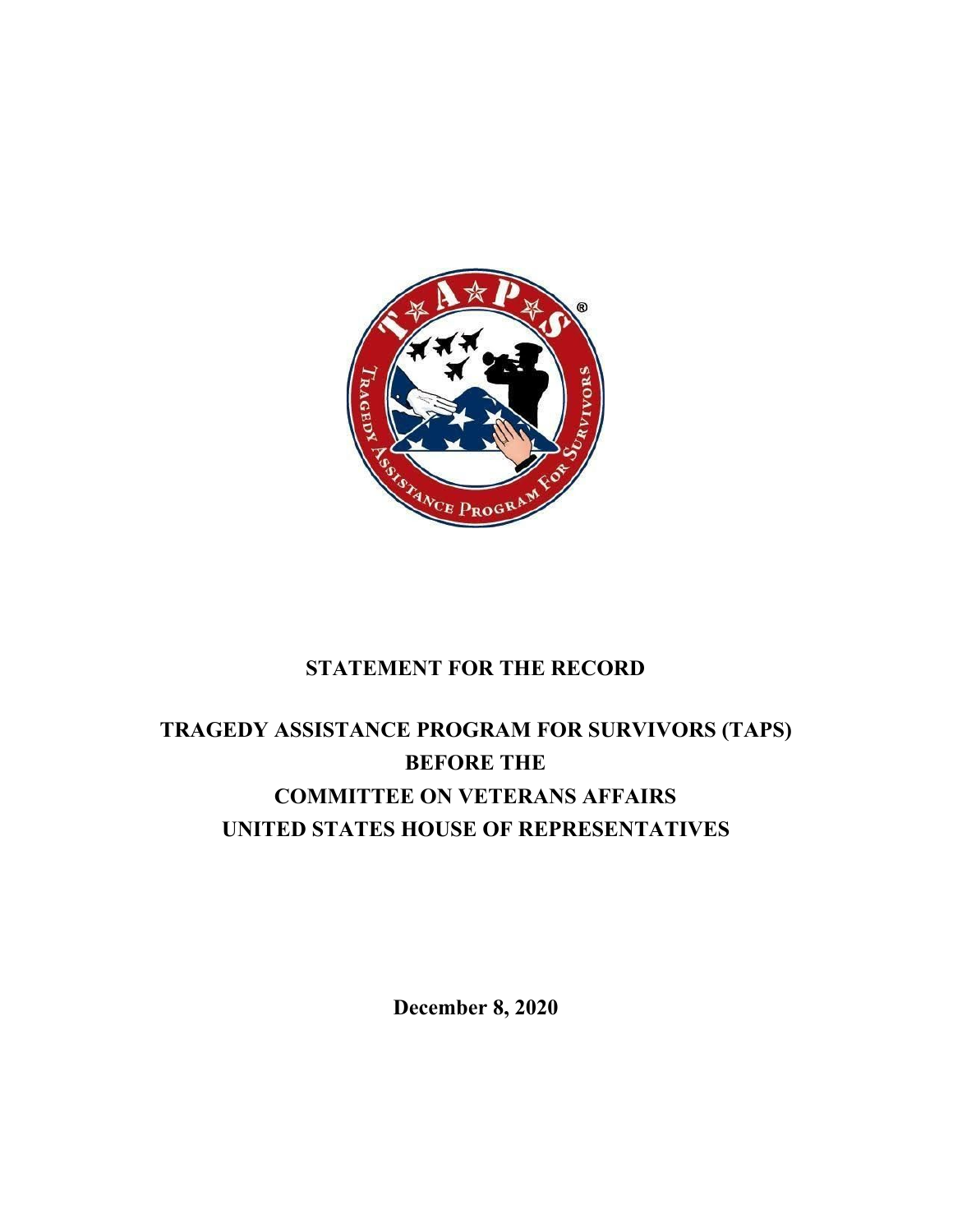# STATEMENT FOR THE RECORD

# TRAGEDY ASSISTANCE PROGRAM FOR SURVIVORS (TAPS)
# BEFORE THE
# COMMITTEE ON VETERANS AFFAIRS
# UNITED STATES HOUSE OF REPRESENTATIVES

**December 8, 2020**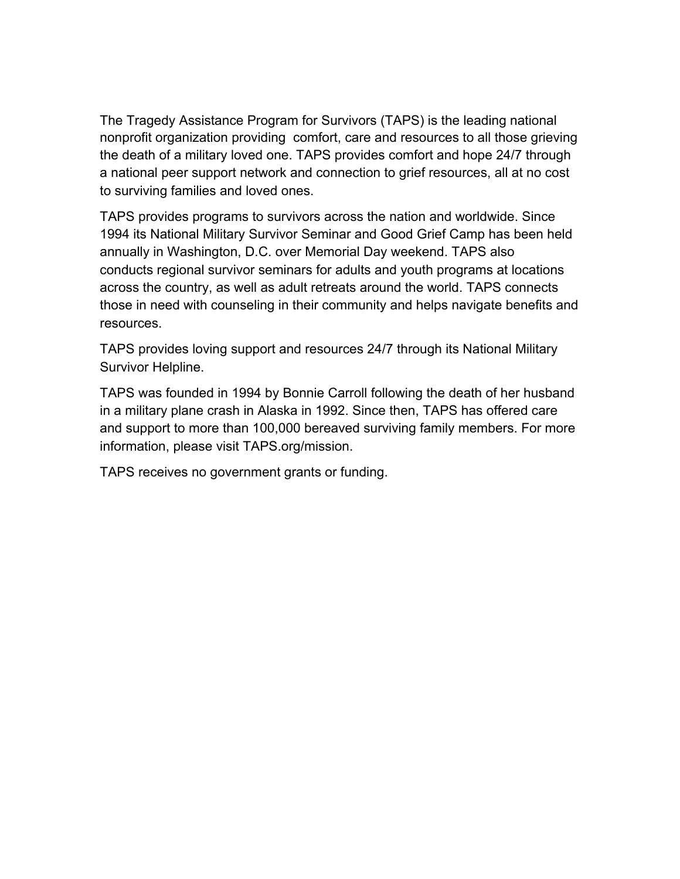The Tragedy Assistance Program for Survivors (TAPS) is the leading national nonprofit organization providing comfort, care and resources to all those grieving the death of a military loved one. TAPS provides comfort and hope 24/7 through a national peer support network and connection to grief resources, all at no cost to surviving families and loved ones.

TAPS provides programs to survivors across the nation and worldwide. Since 1994 its National Military Survivor Seminar and Good Grief Camp has been held annually in Washington, D.C. over Memorial Day weekend. TAPS also conducts regional survivor seminars for adults and youth programs at locations across the country, as well as adult retreats around the world. TAPS connects those in need with counseling in their community and helps navigate benefits and resources.

TAPS provides loving support and resources 24/7 through its National Military Survivor Helpline.

TAPS was founded in 1994 by Bonnie Carroll following the death of her husband in a military plane crash in Alaska in 1992. Since then, TAPS has offered care and support to more than 100,000 bereaved surviving family members. For more information, please visit TAPS.org/mission.

TAPS receives no government grants or funding.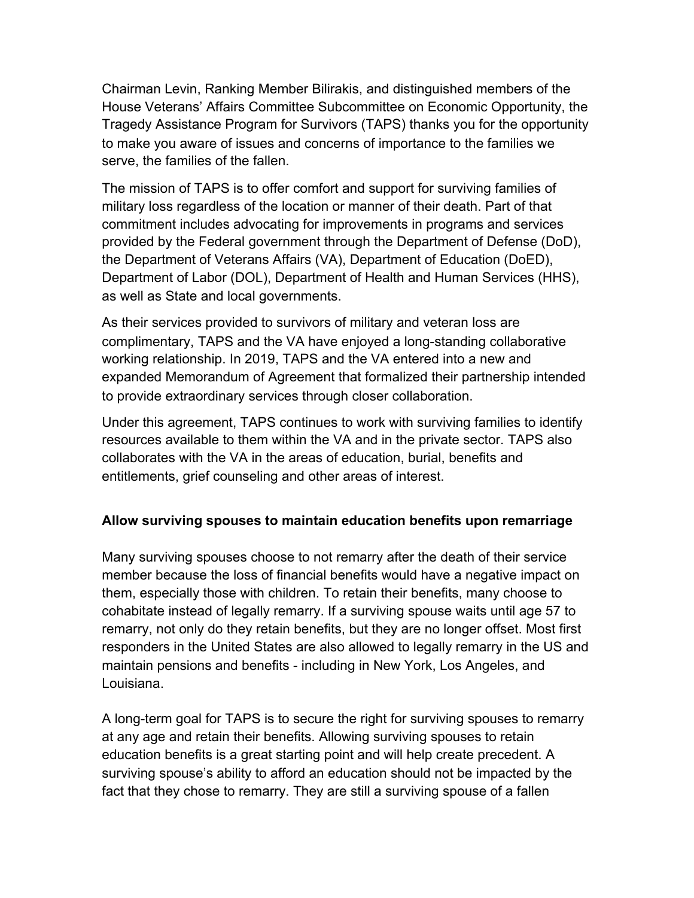Chairman Levin, Ranking Member Bilirakis, and distinguished members of the House Veterans' Affairs Committee Subcommittee on Economic Opportunity, the Tragedy Assistance Program for Survivors (TAPS) thanks you for the opportunity to make you aware of issues and concerns of importance to the families we serve, the families of the fallen.

The mission of TAPS is to offer comfort and support for surviving families of military loss regardless of the location or manner of their death. Part of that commitment includes advocating for improvements in programs and services provided by the Federal government through the Department of Defense (DoD), the Department of Veterans Affairs (VA), Department of Education (DoED), Department of Labor (DOL), Department of Health and Human Services (HHS), as well as State and local governments.

As their services provided to survivors of military and veteran loss are complimentary, TAPS and the VA have enjoyed a long-standing collaborative working relationship. In 2019, TAPS and the VA entered into a new and expanded Memorandum of Agreement that formalized their partnership intended to provide extraordinary services through closer collaboration.

Under this agreement, TAPS continues to work with surviving families to identify resources available to them within the VA and in the private sector. TAPS also collaborates with the VA in the areas of education, burial, benefits and entitlements, grief counseling and other areas of interest.

**Allow surviving spouses to maintain education benefits upon remarriage**

Many surviving spouses choose to not remarry after the death of their service member because the loss of financial benefits would have a negative impact on them, especially those with children. To retain their benefits, many choose to cohabitate instead of legally remarry. If a surviving spouse waits until age 57 to remarry, not only do they retain benefits, but they are no longer offset. Most first responders in the United States are also allowed to legally remarry in the US and maintain pensions and benefits - including in New York, Los Angeles, and Louisiana.

A long-term goal for TAPS is to secure the right for surviving spouses to remarry at any age and retain their benefits. Allowing surviving spouses to retain education benefits is a great starting point and will help create precedent. A surviving spouse's ability to afford an education should not be impacted by the fact that they chose to remarry. They are still a surviving spouse of a fallen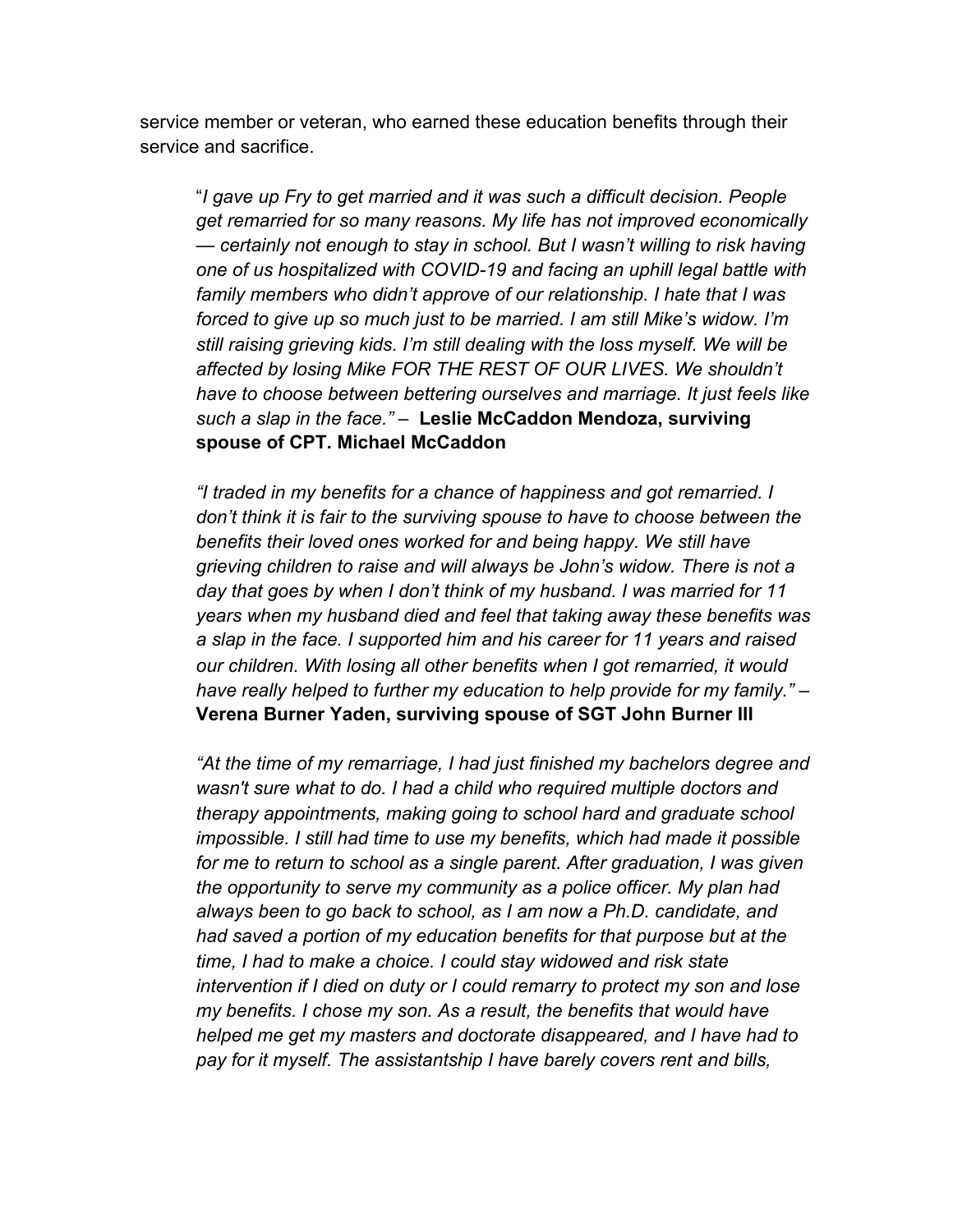service member or veteran, who earned these education benefits through their service and sacrifice.

> "*I gave up Fry to get married and it was such a difficult decision. People get remarried for so many reasons. My life has not improved economically — certainly not enough to stay in school. But I wasn't willing to risk having one of us hospitalized with COVID-19 and facing an uphill legal battle with family members who didn't approve of our relationship. I hate that I was forced to give up so much just to be married. I am still Mike's widow. I'm still raising grieving kids. I'm still dealing with the loss myself. We will be affected by losing Mike FOR THE REST OF OUR LIVES. We shouldn't have to choose between bettering ourselves and marriage. It just feels like such a slap in the face."* – **Leslie McCaddon Mendoza, surviving spouse of CPT. Michael McCaddon**

> *"I traded in my benefits for a chance of happiness and got remarried. I don't think it is fair to the surviving spouse to have to choose between the benefits their loved ones worked for and being happy. We still have grieving children to raise and will always be John's widow. There is not a day that goes by when I don't think of my husband. I was married for 11 years when my husband died and feel that taking away these benefits was a slap in the face. I supported him and his career for 11 years and raised our children. With losing all other benefits when I got remarried, it would have really helped to further my education to help provide for my family."* – **Verena Burner Yaden, surviving spouse of SGT John Burner III**

> *"At the time of my remarriage, I had just finished my bachelors degree and wasn't sure what to do. I had a child who required multiple doctors and therapy appointments, making going to school hard and graduate school impossible. I still had time to use my benefits, which had made it possible for me to return to school as a single parent. After graduation, I was given the opportunity to serve my community as a police officer. My plan had always been to go back to school, as I am now a Ph.D. candidate, and had saved a portion of my education benefits for that purpose but at the time, I had to make a choice. I could stay widowed and risk state intervention if I died on duty or I could remarry to protect my son and lose my benefits. I chose my son. As a result, the benefits that would have helped me get my masters and doctorate disappeared, and I have had to pay for it myself. The assistantship I have barely covers rent and bills,*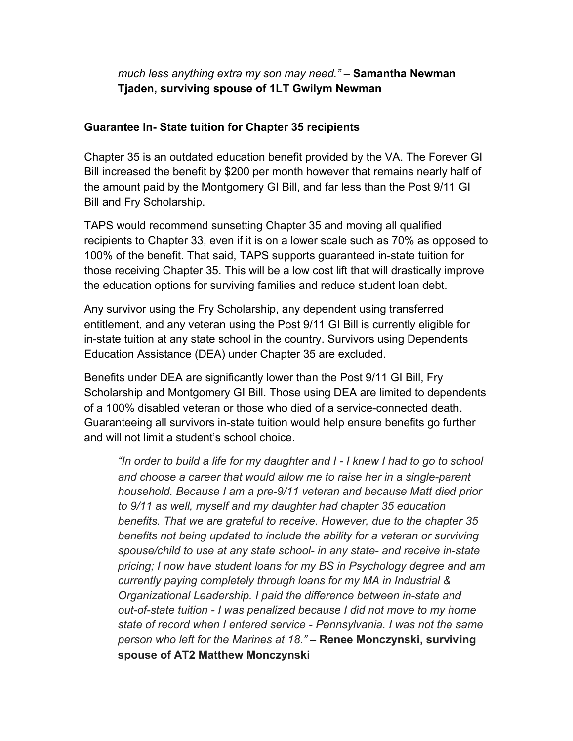*much less anything extra my son may need."* – **Samantha Newman Tjaden, surviving spouse of 1LT Gwilym Newman**

**Guarantee In- State tuition for Chapter 35 recipients**

Chapter 35 is an outdated education benefit provided by the VA. The Forever GI Bill increased the benefit by $200 per month however that remains nearly half of the amount paid by the Montgomery GI Bill, and far less than the Post 9/11 GI Bill and Fry Scholarship.

TAPS would recommend sunsetting Chapter 35 and moving all qualified recipients to Chapter 33, even if it is on a lower scale such as 70% as opposed to 100% of the benefit. That said, TAPS supports guaranteed in-state tuition for those receiving Chapter 35. This will be a low cost lift that will drastically improve the education options for surviving families and reduce student loan debt.

Any survivor using the Fry Scholarship, any dependent using transferred entitlement, and any veteran using the Post 9/11 GI Bill is currently eligible for in-state tuition at any state school in the country. Survivors using Dependents Education Assistance (DEA) under Chapter 35 are excluded.

Benefits under DEA are significantly lower than the Post 9/11 GI Bill, Fry Scholarship and Montgomery GI Bill. Those using DEA are limited to dependents of a 100% disabled veteran or those who died of a service-connected death. Guaranteeing all survivors in-state tuition would help ensure benefits go further and will not limit a student's school choice.

> *"In order to build a life for my daughter and I - I knew I had to go to school and choose a career that would allow me to raise her in a single-parent household. Because I am a pre-9/11 veteran and because Matt died prior to 9/11 as well, myself and my daughter had chapter 35 education benefits. That we are grateful to receive. However, due to the chapter 35 benefits not being updated to include the ability for a veteran or surviving spouse/child to use at any state school- in any state- and receive in-state pricing; I now have student loans for my BS in Psychology degree and am currently paying completely through loans for my MA in Industrial & Organizational Leadership. I paid the difference between in-state and out-of-state tuition - I was penalized because I did not move to my home state of record when I entered service - Pennsylvania. I was not the same person who left for the Marines at 18."* – **Renee Monczynski, surviving spouse of AT2 Matthew Monczynski**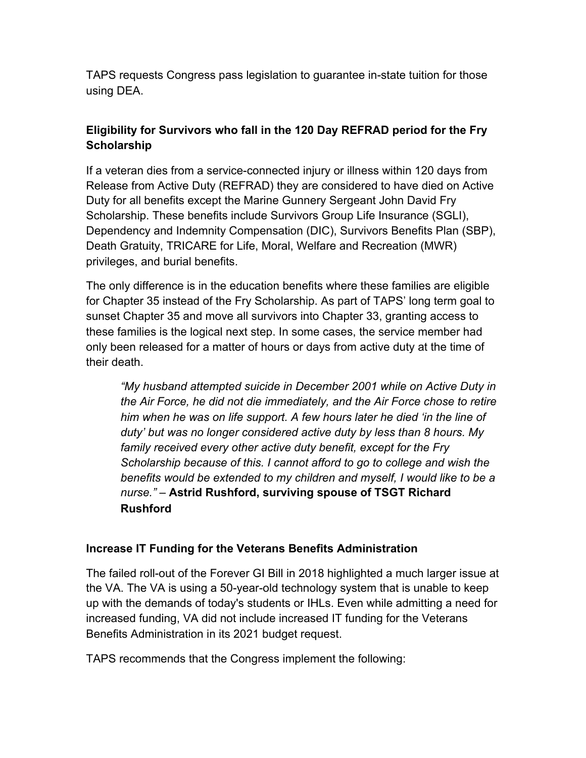TAPS requests Congress pass legislation to guarantee in-state tuition for those using DEA.

### Eligibility for Survivors who fall in the 120 Day REFRAD period for the Fry Scholarship

If a veteran dies from a service-connected injury or illness within 120 days from Release from Active Duty (REFRAD) they are considered to have died on Active Duty for all benefits except the Marine Gunnery Sergeant John David Fry Scholarship. These benefits include Survivors Group Life Insurance (SGLI), Dependency and Indemnity Compensation (DIC), Survivors Benefits Plan (SBP), Death Gratuity, TRICARE for Life, Moral, Welfare and Recreation (MWR) privileges, and burial benefits.

The only difference is in the education benefits where these families are eligible for Chapter 35 instead of the Fry Scholarship. As part of TAPS' long term goal to sunset Chapter 35 and move all survivors into Chapter 33, granting access to these families is the logical next step. In some cases, the service member had only been released for a matter of hours or days from active duty at the time of their death.

> *"My husband attempted suicide in December 2001 while on Active Duty in the Air Force, he did not die immediately, and the Air Force chose to retire him when he was on life support. A few hours later he died 'in the line of duty' but was no longer considered active duty by less than 8 hours. My family received every other active duty benefit, except for the Fry Scholarship because of this. I cannot afford to go to college and wish the benefits would be extended to my children and myself, I would like to be a nurse."* – **Astrid Rushford, surviving spouse of TSGT Richard Rushford**

### Increase IT Funding for the Veterans Benefits Administration

The failed roll-out of the Forever GI Bill in 2018 highlighted a much larger issue at the VA. The VA is using a 50-year-old technology system that is unable to keep up with the demands of today's students or IHLs. Even while admitting a need for increased funding, VA did not include increased IT funding for the Veterans Benefits Administration in its 2021 budget request.

TAPS recommends that the Congress implement the following: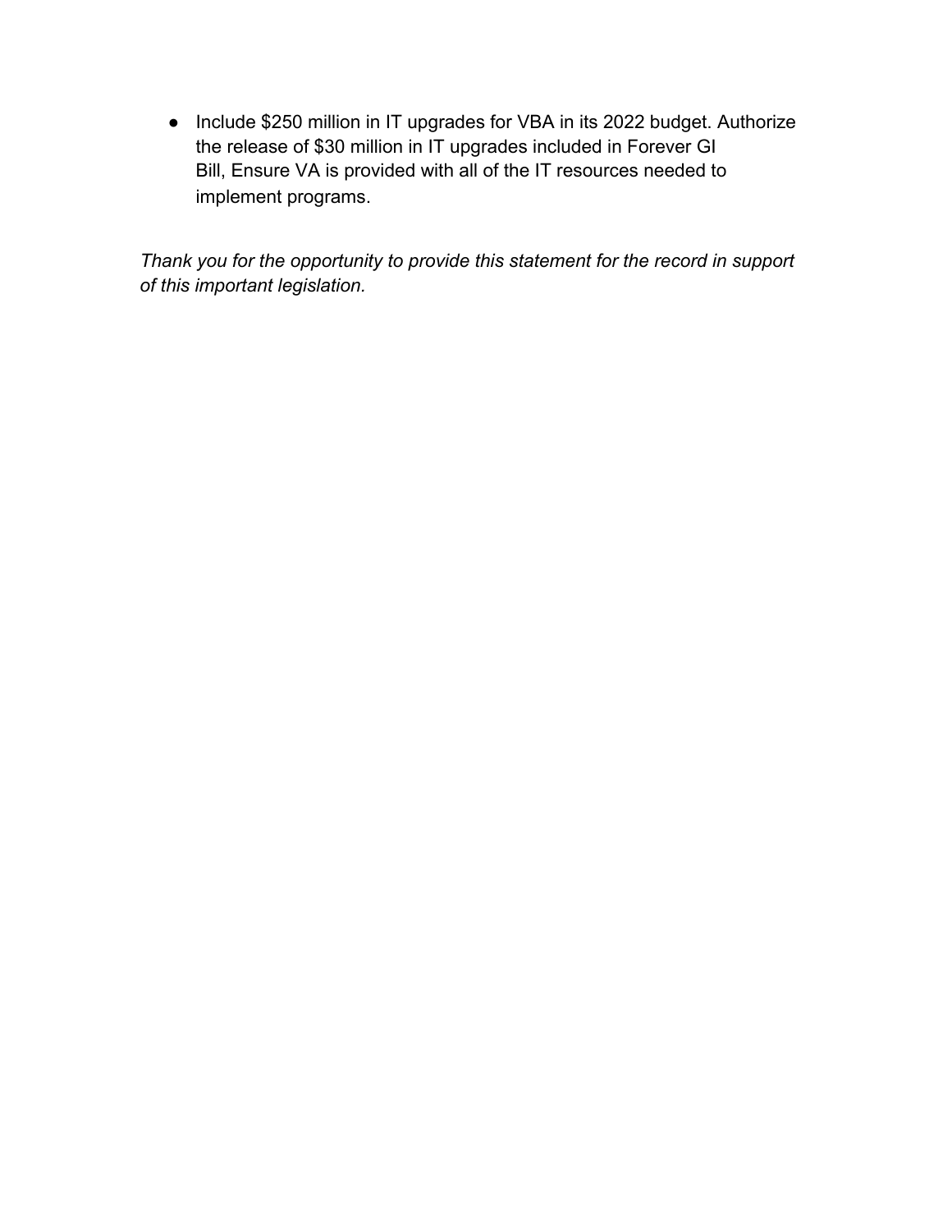- Include $250 million in IT upgrades for VBA in its 2022 budget. Authorize the release of $30 million in IT upgrades included in Forever GI Bill, Ensure VA is provided with all of the IT resources needed to implement programs.

*Thank you for the opportunity to provide this statement for the record in support of this important legislation.*